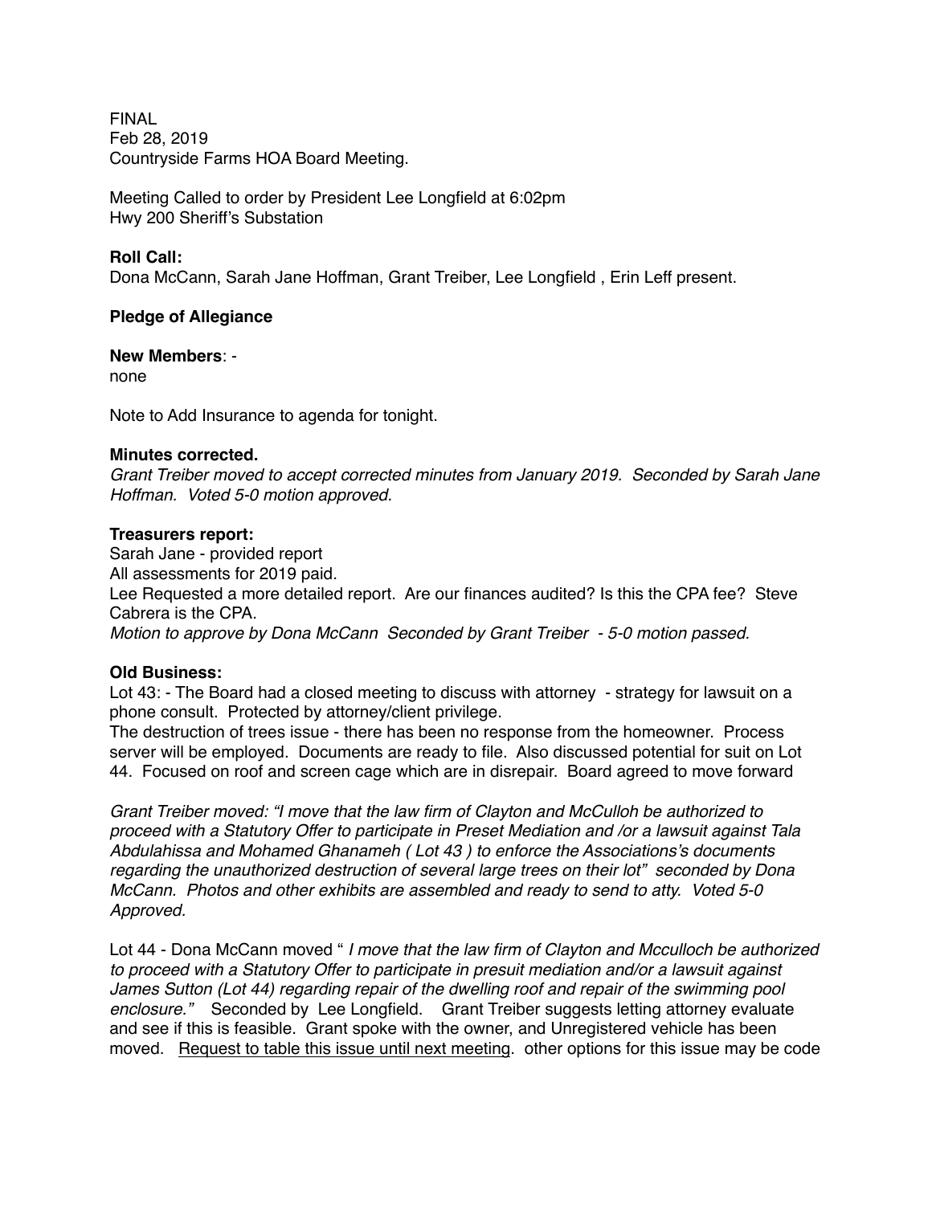FINAL
Feb 28, 2019
Countryside Farms HOA Board Meeting.

Meeting Called to order by President Lee Longfield at 6:02pm
Hwy 200 Sheriff's Substation

**Roll Call:**
Dona McCann, Sarah Jane Hoffman, Grant Treiber, Lee Longfield , Erin Leff present.

**Pledge of Allegiance**

**New Members**: -
none

Note to Add Insurance to agenda for tonight.

**Minutes corrected.**
*Grant Treiber moved to accept corrected minutes from January 2019. Seconded by Sarah Jane Hoffman. Voted 5-0 motion approved.*

**Treasurers report:**
Sarah Jane - provided report
All assessments for 2019 paid.
Lee Requested a more detailed report. Are our finances audited? Is this the CPA fee? Steve Cabrera is the CPA.
*Motion to approve by Dona McCann Seconded by Grant Treiber - 5-0 motion passed.*

**Old Business:**
Lot 43: - The Board had a closed meeting to discuss with attorney - strategy for lawsuit on a phone consult. Protected by attorney/client privilege.
The destruction of trees issue - there has been no response from the homeowner. Process server will be employed. Documents are ready to file. Also discussed potential for suit on Lot 44. Focused on roof and screen cage which are in disrepair. Board agreed to move forward

*Grant Treiber moved: "I move that the law firm of Clayton and McCulloh be authorized to proceed with a Statutory Offer to participate in Preset Mediation and /or a lawsuit against Tala Abdulahissa and Mohamed Ghanameh ( Lot 43 ) to enforce the Associations's documents regarding the unauthorized destruction of several large trees on their lot" seconded by Dona McCann. Photos and other exhibits are assembled and ready to send to atty. Voted 5-0 Approved.*

Lot 44 - Dona McCann moved " *I move that the law firm of Clayton and Mcculloch be authorized to proceed with a Statutory Offer to participate in presuit mediation and/or a lawsuit against James Sutton (Lot 44) regarding repair of the dwelling roof and repair of the swimming pool enclosure."* Seconded by Lee Longfield. Grant Treiber suggests letting attorney evaluate and see if this is feasible. Grant spoke with the owner, and Unregistered vehicle has been moved. <u>Request to table this issue until next meeting</u>. other options for this issue may be code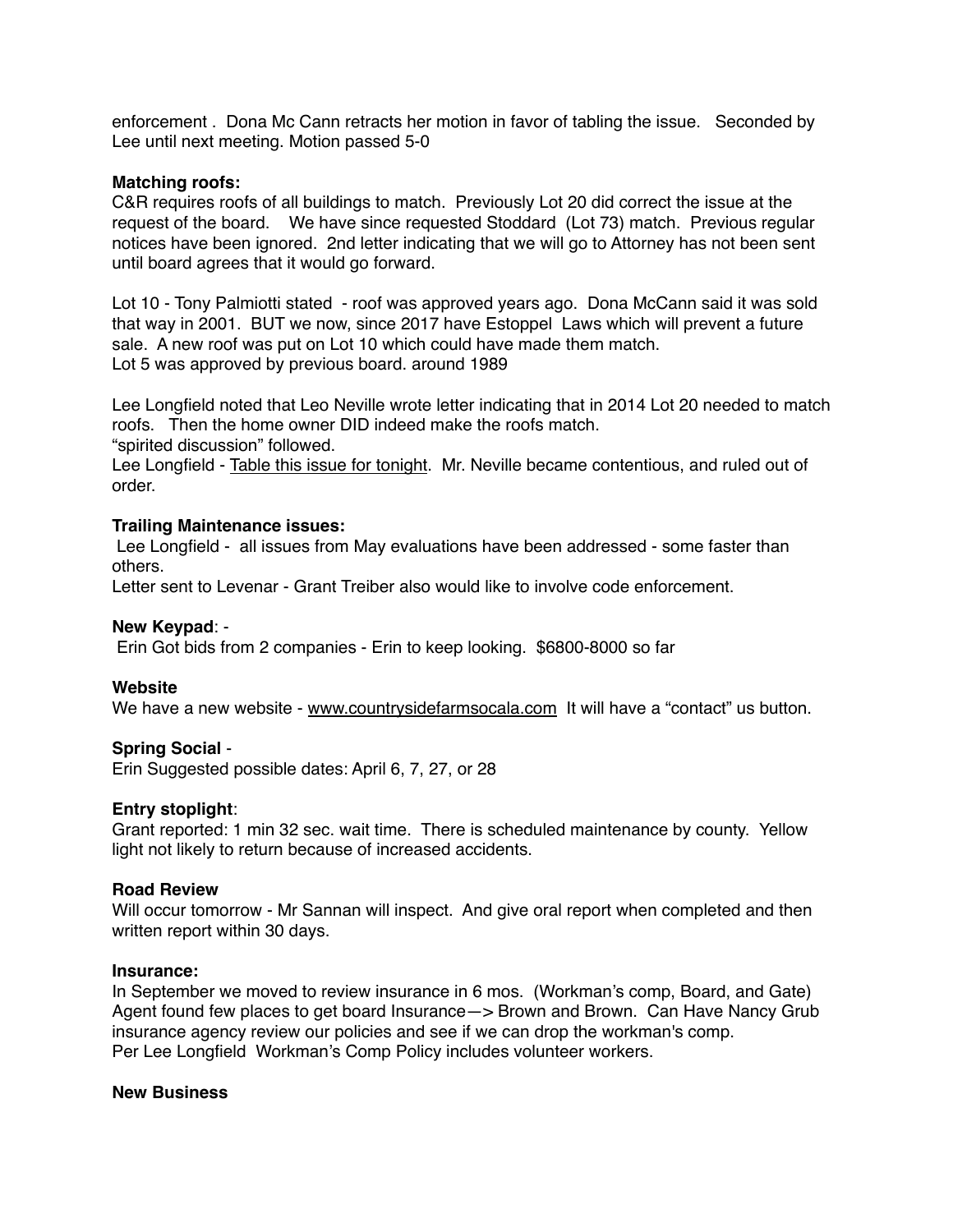enforcement . Dona Mc Cann retracts her motion in favor of tabling the issue. Seconded by Lee until next meeting. Motion passed 5-0

**Matching roofs:**
C&R requires roofs of all buildings to match. Previously Lot 20 did correct the issue at the request of the board. We have since requested Stoddard (Lot 73) match. Previous regular notices have been ignored. 2nd letter indicating that we will go to Attorney has not been sent until board agrees that it would go forward.

Lot 10 - Tony Palmiotti stated - roof was approved years ago. Dona McCann said it was sold that way in 2001. BUT we now, since 2017 have Estoppel Laws which will prevent a future sale. A new roof was put on Lot 10 which could have made them match.
Lot 5 was approved by previous board. around 1989

Lee Longfield noted that Leo Neville wrote letter indicating that in 2014 Lot 20 needed to match roofs. Then the home owner DID indeed make the roofs match.
"spirited discussion" followed.
Lee Longfield - <u>Table this issue for tonight</u>. Mr. Neville became contentious, and ruled out of order.

**Trailing Maintenance issues:**
Lee Longfield - all issues from May evaluations have been addressed - some faster than others.
Letter sent to Levenar - Grant Treiber also would like to involve code enforcement.

**New Keypad**: -
Erin Got bids from 2 companies - Erin to keep looking. $6800-8000 so far

**Website**
We have a new website - www.countrysidefarmsocala.com It will have a "contact" us button.

**Spring Social** -
Erin Suggested possible dates: April 6, 7, 27, or 28

**Entry stoplight**:
Grant reported: 1 min 32 sec. wait time. There is scheduled maintenance by county. Yellow light not likely to return because of increased accidents.

**Road Review**
Will occur tomorrow - Mr Sannan will inspect. And give oral report when completed and then written report within 30 days.

**Insurance:**
In September we moved to review insurance in 6 mos. (Workman's comp, Board, and Gate) Agent found few places to get board Insurance—> Brown and Brown. Can Have Nancy Grub insurance agency review our policies and see if we can drop the workman's comp.
Per Lee Longfield Workman's Comp Policy includes volunteer workers.

**New Business**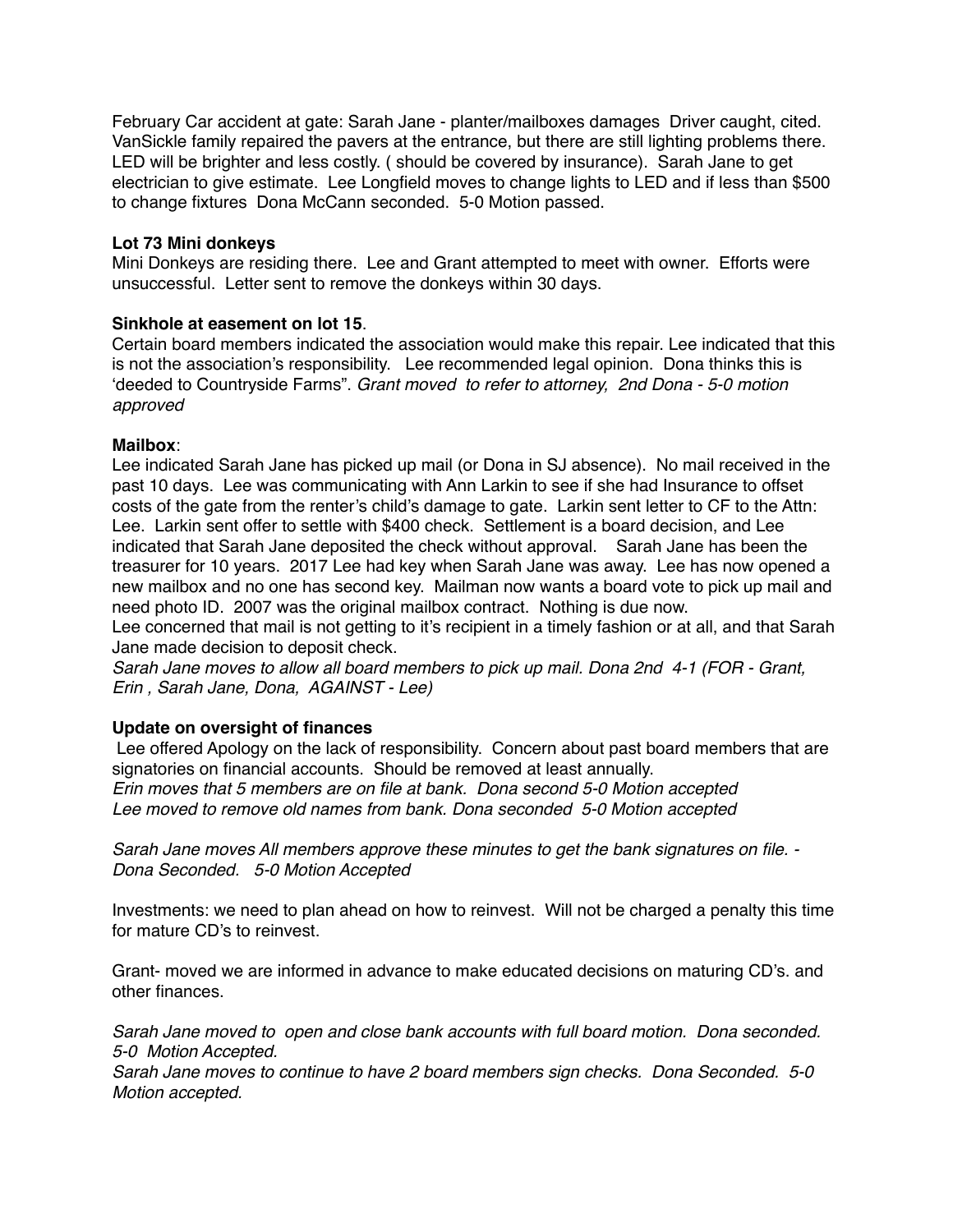February Car accident at gate: Sarah Jane - planter/mailboxes damages Driver caught, cited. VanSickle family repaired the pavers at the entrance, but there are still lighting problems there. LED will be brighter and less costly. ( should be covered by insurance). Sarah Jane to get electrician to give estimate. Lee Longfield moves to change lights to LED and if less than $500 to change fixtures Dona McCann seconded. 5-0 Motion passed.

**Lot 73 Mini donkeys**

Mini Donkeys are residing there. Lee and Grant attempted to meet with owner. Efforts were unsuccessful. Letter sent to remove the donkeys within 30 days.

**Sinkhole at easement on lot 15**.

Certain board members indicated the association would make this repair. Lee indicated that this is not the association's responsibility. Lee recommended legal opinion. Dona thinks this is 'deeded to Countryside Farms". *Grant moved to refer to attorney, 2nd Dona - 5-0 motion approved*

**Mailbox**:

Lee indicated Sarah Jane has picked up mail (or Dona in SJ absence). No mail received in the past 10 days. Lee was communicating with Ann Larkin to see if she had Insurance to offset costs of the gate from the renter's child's damage to gate. Larkin sent letter to CF to the Attn: Lee. Larkin sent offer to settle with $400 check. Settlement is a board decision, and Lee indicated that Sarah Jane deposited the check without approval. Sarah Jane has been the treasurer for 10 years. 2017 Lee had key when Sarah Jane was away. Lee has now opened a new mailbox and no one has second key. Mailman now wants a board vote to pick up mail and need photo ID. 2007 was the original mailbox contract. Nothing is due now.

Lee concerned that mail is not getting to it's recipient in a timely fashion or at all, and that Sarah Jane made decision to deposit check.

*Sarah Jane moves to allow all board members to pick up mail. Dona 2nd 4-1 (FOR - Grant, Erin , Sarah Jane, Dona, AGAINST - Lee)*

**Update on oversight of finances**

Lee offered Apology on the lack of responsibility. Concern about past board members that are signatories on financial accounts. Should be removed at least annually.

*Erin moves that 5 members are on file at bank. Dona second 5-0 Motion accepted*
*Lee moved to remove old names from bank. Dona seconded 5-0 Motion accepted*

*Sarah Jane moves All members approve these minutes to get the bank signatures on file. - Dona Seconded. 5-0 Motion Accepted*

Investments: we need to plan ahead on how to reinvest. Will not be charged a penalty this time for mature CD's to reinvest.

Grant- moved we are informed in advance to make educated decisions on maturing CD's. and other finances.

*Sarah Jane moved to open and close bank accounts with full board motion. Dona seconded. 5-0 Motion Accepted.*
*Sarah Jane moves to continue to have 2 board members sign checks. Dona Seconded. 5-0 Motion accepted.*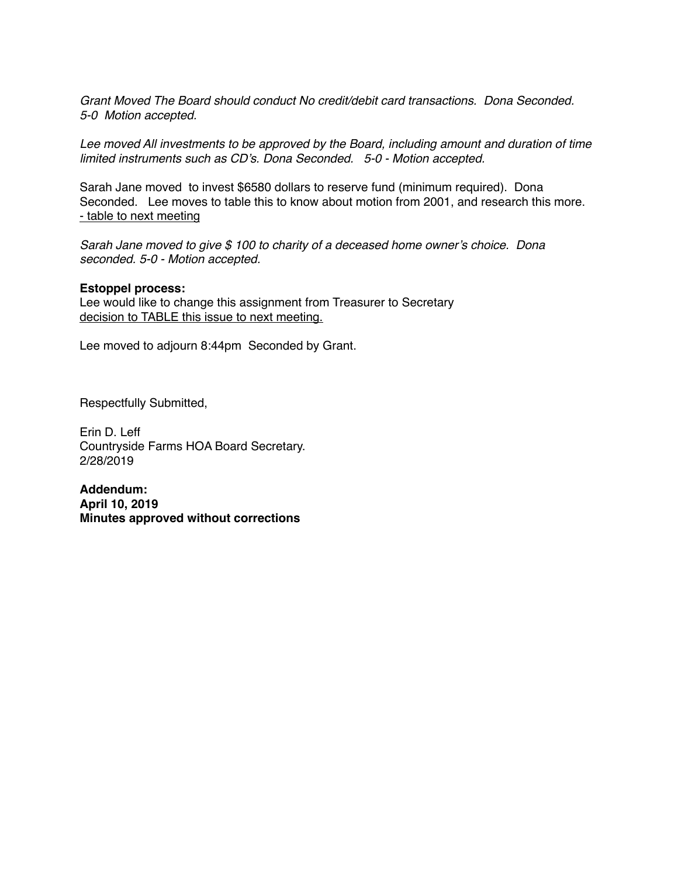*Grant Moved The Board should conduct No credit/debit card transactions. Dona Seconded. 5-0 Motion accepted.*

*Lee moved All investments to be approved by the Board, including amount and duration of time limited instruments such as CD's. Dona Seconded. 5-0 - Motion accepted.*

Sarah Jane moved to invest $6580 dollars to reserve fund (minimum required). Dona Seconded. Lee moves to table this to know about motion from 2001, and research this more. <u>- table to next meeting</u>

*Sarah Jane moved to give $ 100 to charity of a deceased home owner's choice. Dona seconded. 5-0 - Motion accepted.*

**Estoppel process:**
Lee would like to change this assignment from Treasurer to Secretary
<u>decision to TABLE this issue to next meeting.</u>

Lee moved to adjourn 8:44pm Seconded by Grant.

Respectfully Submitted,

Erin D. Leff
Countryside Farms HOA Board Secretary.
2/28/2019

**Addendum:**
**April 10, 2019**
**Minutes approved without corrections**